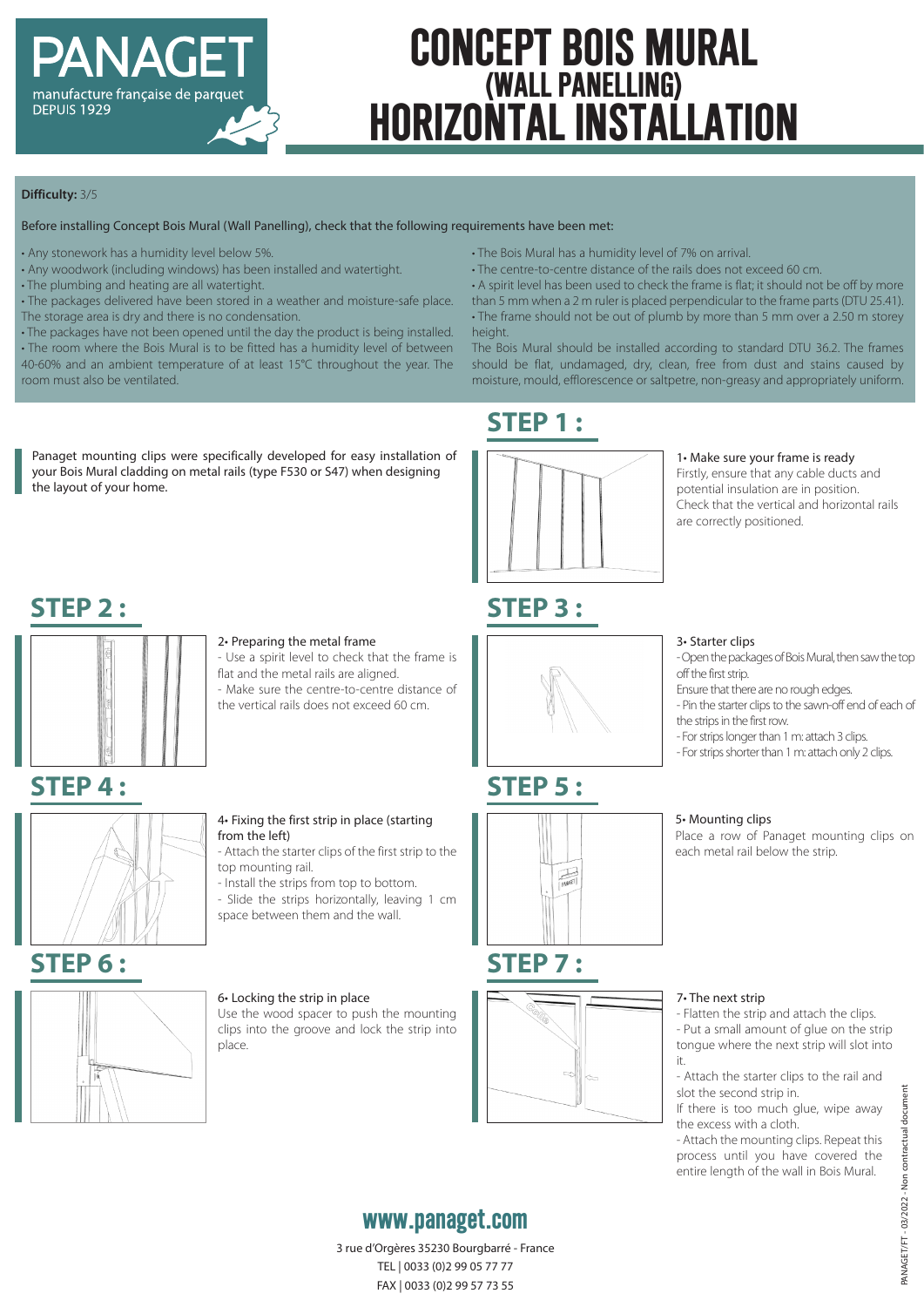PANAGET
manufacture française de parquet
DEPUIS 1929

# CONCEPT BOIS MURAL
## (WALL PANELLING)
# HORIZONTAL INSTALLATION

**Difficulty:** 3/5

Before installing Concept Bois Mural (Wall Panelling), check that the following requirements have been met:

- Any stonework has a humidity level below 5%.
- Any woodwork (including windows) has been installed and watertight.
- The plumbing and heating are all watertight.
- The packages delivered have been stored in a weather and moisture-safe place. The storage area is dry and there is no condensation.
- The packages have not been opened until the day the product is being installed.
- The room where the Bois Mural is to be fitted has a humidity level of between 40-60% and an ambient temperature of at least 15°C throughout the year. The room must also be ventilated.
- The Bois Mural has a humidity level of 7% on arrival.
- The centre-to-centre distance of the rails does not exceed 60 cm.
- A spirit level has been used to check the frame is flat; it should not be off by more than 5 mm when a 2 m ruler is placed perpendicular to the frame parts (DTU 25.41).
- The frame should not be out of plumb by more than 5 mm over a 2.50 m storey height.

The Bois Mural should be installed according to standard DTU 36.2. The frames should be flat, undamaged, dry, clean, free from dust and stains caused by moisture, mould, efflorescence or saltpetre, non-greasy and appropriately uniform.

Panaget mounting clips were specifically developed for easy installation of your Bois Mural cladding on metal rails (type F530 or S47) when designing the layout of your home.

## STEP 1 :

1• Make sure your frame is ready
Firstly, ensure that any cable ducts and potential insulation are in position. Check that the vertical and horizontal rails are correctly positioned.

## STEP 2 :

2• Preparing the metal frame
- Use a spirit level to check that the frame is flat and the metal rails are aligned.
- Make sure the centre-to-centre distance of the vertical rails does not exceed 60 cm.

## STEP 3 :

3• Starter clips
- Open the packages of Bois Mural, then saw the top off the first strip.
Ensure that there are no rough edges.
- Pin the starter clips to the sawn-off end of each of the strips in the first row.
- For strips longer than 1 m: attach 3 clips.
- For strips shorter than 1 m: attach only 2 clips.

## STEP 4 :

4• Fixing the first strip in place (starting from the left)
- Attach the starter clips of the first strip to the top mounting rail.
- Install the strips from top to bottom.
- Slide the strips horizontally, leaving 1 cm space between them and the wall.

## STEP 5 :

5• Mounting clips
Place a row of Panaget mounting clips on each metal rail below the strip.

## STEP 6 :

6• Locking the strip in place
Use the wood spacer to push the mounting clips into the groove and lock the strip into place.

## STEP 7 :

7• The next strip
- Flatten the strip and attach the clips.
- Put a small amount of glue on the strip tongue where the next strip will slot into it.
- Attach the starter clips to the rail and slot the second strip in.
If there is too much glue, wipe away the excess with a cloth.
- Attach the mounting clips. Repeat this process until you have covered the entire length of the wall in Bois Mural.

**www.panaget.com**

3 rue d'Orgères 35230 Bourgbarré - France
TEL | 0033 (0)2 99 05 77 77
FAX | 0033 (0)2 99 57 73 55

PANAGET/FT - 03/2022 - Non contractual document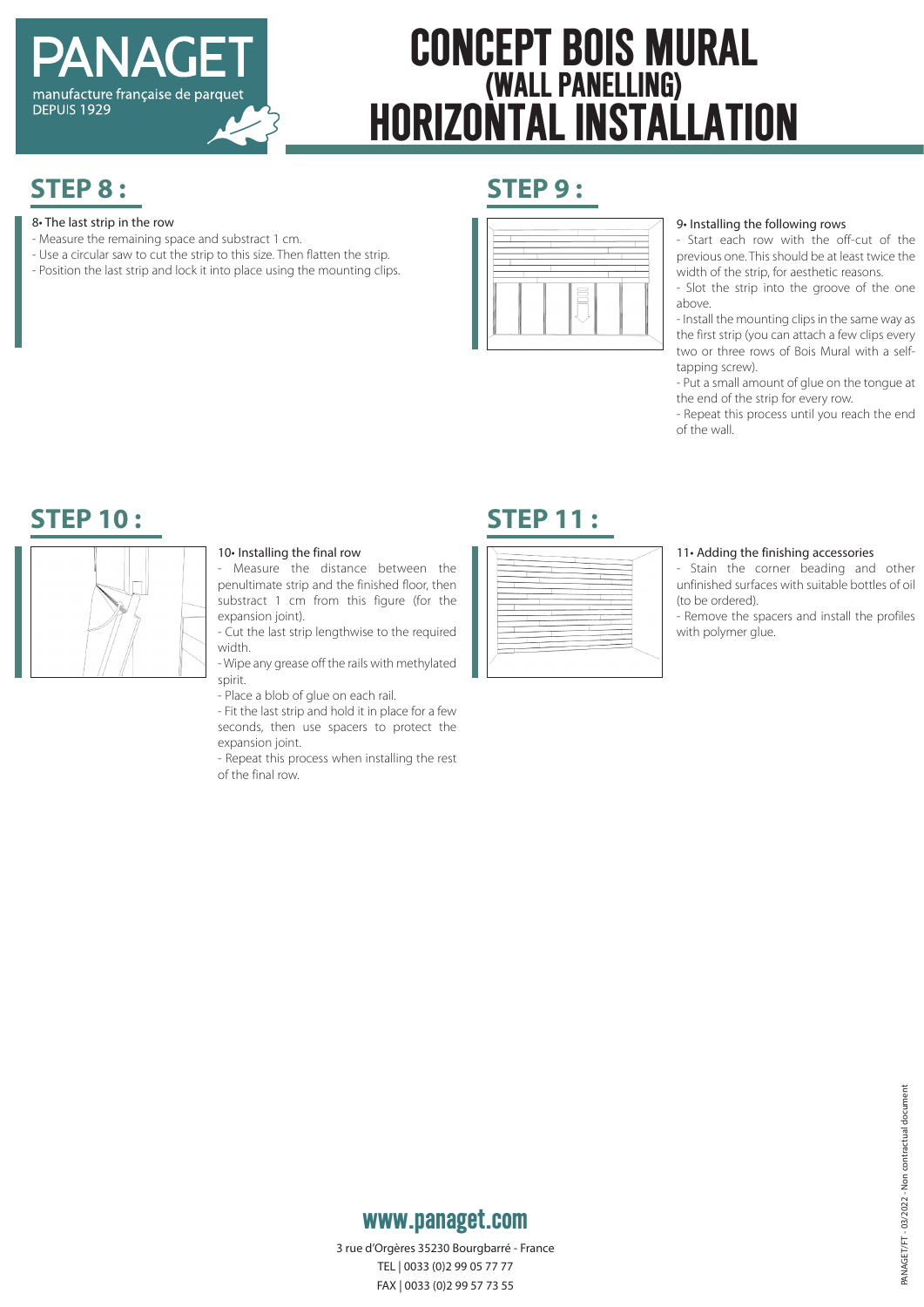PANAGET

manufacture française de parquet
DEPUIS 1929

# CONCEPT BOIS MURAL
## (WALL PANELLING)
# HORIZONTAL INSTALLATION

## STEP 8 :

8• The last strip in the row

- Measure the remaining space and substract 1 cm.
- Use a circular saw to cut the strip to this size. Then flatten the strip.
- Position the last strip and lock it into place using the mounting clips.

## STEP 9 :

9• Installing the following rows

- Start each row with the off-cut of the previous one. This should be at least twice the width of the strip, for aesthetic reasons.
- Slot the strip into the groove of the one above.
- Install the mounting clips in the same way as the first strip (you can attach a few clips every two or three rows of Bois Mural with a self-tapping screw).
- Put a small amount of glue on the tongue at the end of the strip for every row.
- Repeat this process until you reach the end of the wall.

## STEP 10 :

10• Installing the final row

- Measure the distance between the penultimate strip and the finished floor, then substract 1 cm from this figure (for the expansion joint).
- Cut the last strip lengthwise to the required width.
- Wipe any grease off the rails with methylated spirit.
- Place a blob of glue on each rail.
- Fit the last strip and hold it in place for a few seconds, then use spacers to protect the expansion joint.
- Repeat this process when installing the rest of the final row.

## STEP 11 :

11• Adding the finishing accessories

- Stain the corner beading and other unfinished surfaces with suitable bottles of oil (to be ordered).
- Remove the spacers and install the profiles with polymer glue.

**www.panaget.com**

3 rue d'Orgères 35230 Bourgbarré - France
TEL | 0033 (0)2 99 05 77 77
FAX | 0033 (0)2 99 57 73 55

PANAGET/FT - 03/2022 - Non contractual document